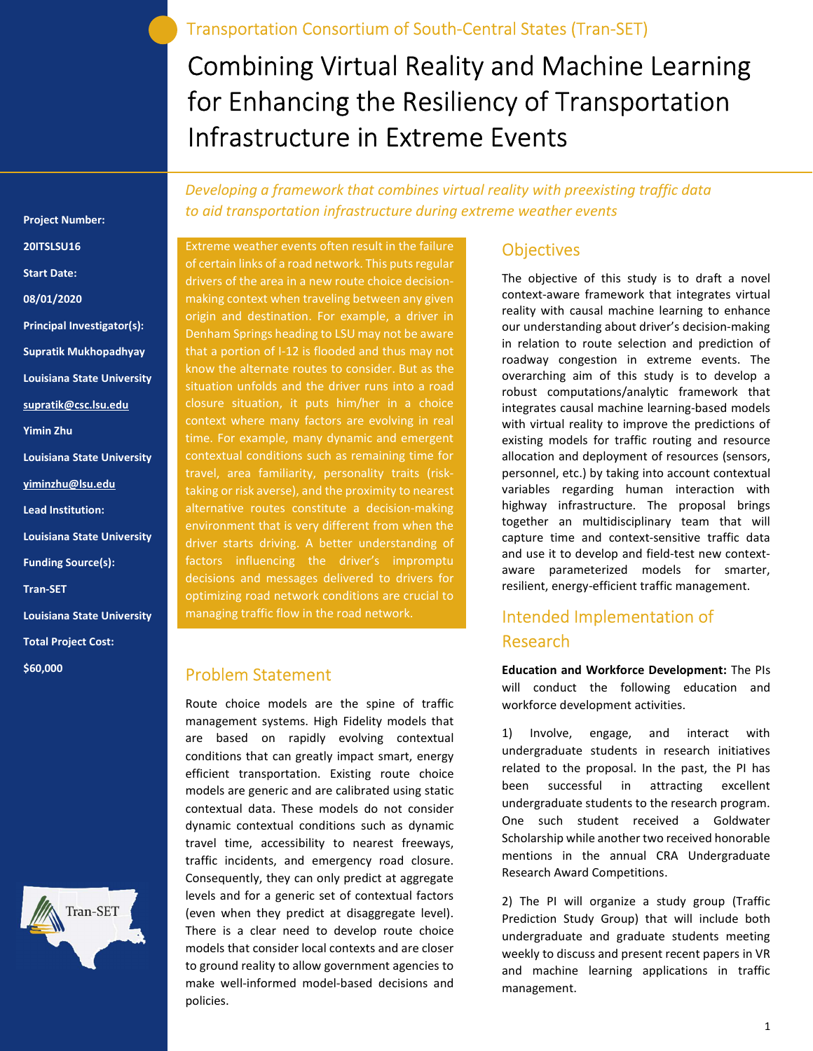Transportation Consortium of South-Central States (Tran-SET)

# Combining Virtual Reality and Machine Learning for Enhancing the Resiliency of Transportation Infrastructure in Extreme Events

*Developing a framework that combines virtual reality with preexisting traffic data to aid transportation infrastructure during extreme weather events*

**Project Number:**

**20ITSLSU16**

**Start Date:**

**08/01/2020**

**Principal Investigator(s):**

**Supratik Mukhopadhyay**

**Louisiana State University**

**supratik@csc.lsu.edu**

**Yimin Zhu**

**Louisiana State University**

**yiminzhu@lsu.edu**

**Lead Institution:**

**Louisiana State University**

**Funding Source(s):**

**Tran-SET**

**Louisiana State University**

**Total Project Cost:**

**$60,000**

Extreme weather events often result in the failure of certain links of a road network. This puts regular drivers of the area in a new route choice decision-making context when traveling between any given origin and destination. For example, a driver in Denham Springs heading to LSU may not be aware that a portion of I-12 is flooded and thus may not know the alternate routes to consider. But as the situation unfolds and the driver runs into a road closure situation, it puts him/her in a choice context where many factors are evolving in real time. For example, many dynamic and emergent contextual conditions such as remaining time for travel, area familiarity, personality traits (risk-taking or risk averse), and the proximity to nearest alternative routes constitute a decision-making environment that is very different from when the driver starts driving. A better understanding of factors influencing the driver's impromptu decisions and messages delivered to drivers for optimizing road network conditions are crucial to managing traffic flow in the road network.

## Problem Statement

Route choice models are the spine of traffic management systems. High Fidelity models that are based on rapidly evolving contextual conditions that can greatly impact smart, energy efficient transportation. Existing route choice models are generic and are calibrated using static contextual data. These models do not consider dynamic contextual conditions such as dynamic travel time, accessibility to nearest freeways, traffic incidents, and emergency road closure. Consequently, they can only predict at aggregate levels and for a generic set of contextual factors (even when they predict at disaggregate level). There is a clear need to develop route choice models that consider local contexts and are closer to ground reality to allow government agencies to make well-informed model-based decisions and policies.

## Objectives

The objective of this study is to draft a novel context-aware framework that integrates virtual reality with causal machine learning to enhance our understanding about driver's decision-making in relation to route selection and prediction of roadway congestion in extreme events. The overarching aim of this study is to develop a robust computations/analytic framework that integrates causal machine learning-based models with virtual reality to improve the predictions of existing models for traffic routing and resource allocation and deployment of resources (sensors, personnel, etc.) by taking into account contextual variables regarding human interaction with highway infrastructure. The proposal brings together an multidisciplinary team that will capture time and context-sensitive traffic data and use it to develop and field-test new context-aware parameterized models for smarter, resilient, energy-efficient traffic management.

## Intended Implementation of Research

**Education and Workforce Development:** The PIs will conduct the following education and workforce development activities.

1) Involve, engage, and interact with undergraduate students in research initiatives related to the proposal. In the past, the PI has been successful in attracting excellent undergraduate students to the research program. One such student received a Goldwater Scholarship while another two received honorable mentions in the annual CRA Undergraduate Research Award Competitions.

2) The PI will organize a study group (Traffic Prediction Study Group) that will include both undergraduate and graduate students meeting weekly to discuss and present recent papers in VR and machine learning applications in traffic management.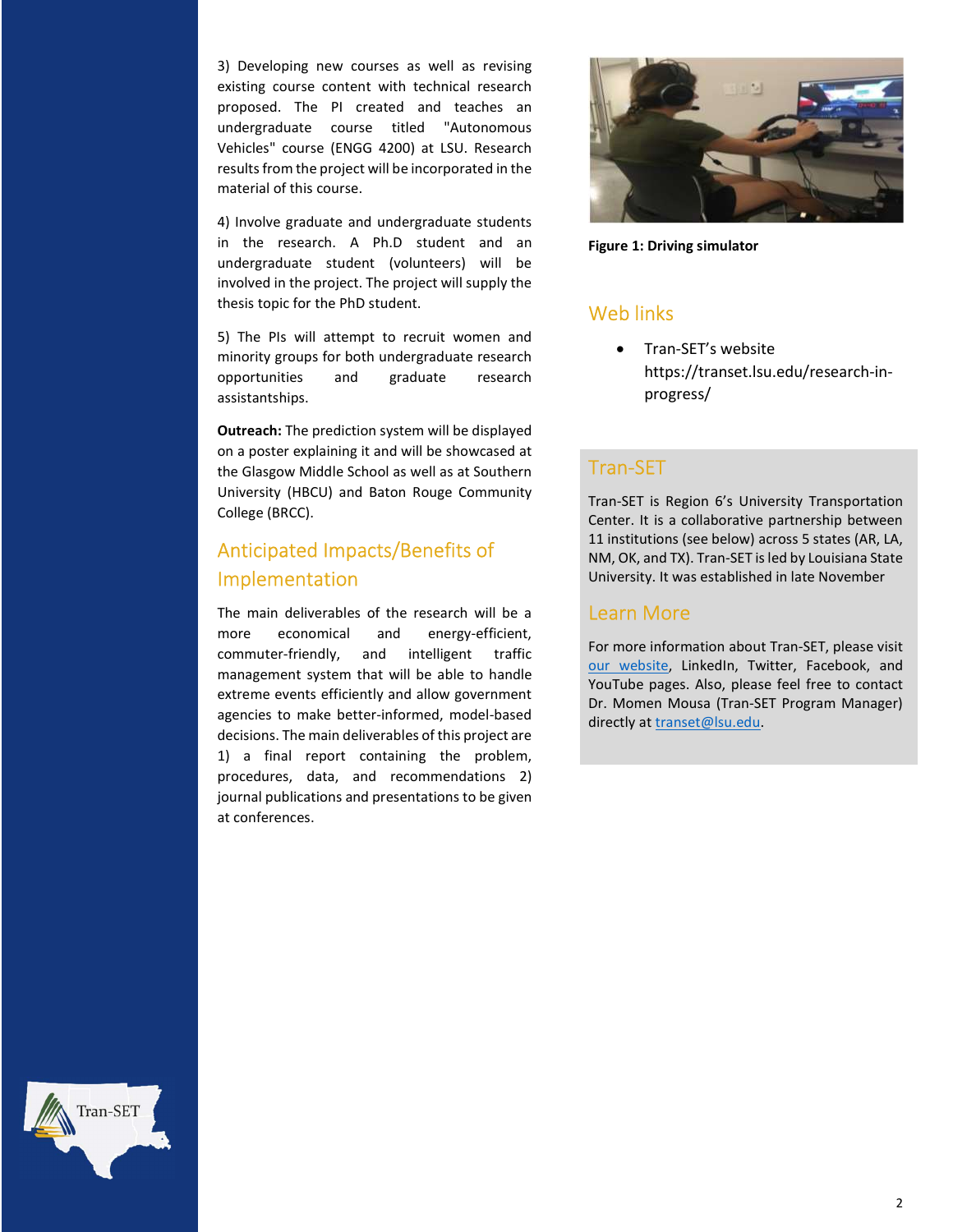3) Developing new courses as well as revising existing course content with technical research proposed. The PI created and teaches an undergraduate course titled "Autonomous Vehicles" course (ENGG 4200) at LSU. Research results from the project will be incorporated in the material of this course.

4) Involve graduate and undergraduate students in the research. A Ph.D student and an undergraduate student (volunteers) will be involved in the project. The project will supply the thesis topic for the PhD student.

5) The PIs will attempt to recruit women and minority groups for both undergraduate research opportunities and graduate research assistantships.

**Outreach:** The prediction system will be displayed on a poster explaining it and will be showcased at the Glasgow Middle School as well as at Southern University (HBCU) and Baton Rouge Community College (BRCC).

## Anticipated Impacts/Benefits of Implementation

The main deliverables of the research will be a more economical and energy-efficient, commuter-friendly, and intelligent traffic management system that will be able to handle extreme events efficiently and allow government agencies to make better-informed, model-based decisions. The main deliverables of this project are 1) a final report containing the problem, procedures, data, and recommendations 2) journal publications and presentations to be given at conferences.

**Figure 1: Driving simulator**

## Web links

- Tran-SET's website https://transet.lsu.edu/research-in-progress/

## Tran-SET

Tran-SET is Region 6's University Transportation Center. It is a collaborative partnership between 11 institutions (see below) across 5 states (AR, LA, NM, OK, and TX). Tran-SET is led by Louisiana State University. It was established in late November

## Learn More

For more information about Tran-SET, please visit our website, LinkedIn, Twitter, Facebook, and YouTube pages. Also, please feel free to contact Dr. Momen Mousa (Tran-SET Program Manager) directly at transet@lsu.edu.